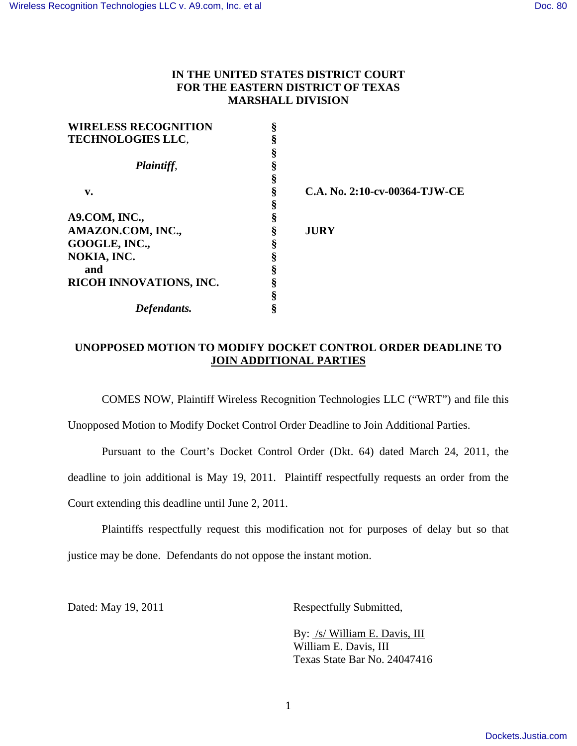**IN THE UNITED STATES DISTRICT COURT**
**FOR THE EASTERN DISTRICT OF TEXAS**
**MARSHALL DIVISION**

| | | |
|---|---|---|
| **WIRELESS RECOGNITION TECHNOLOGIES LLC**, | § | |
| | § | |
| ***Plaintiff***, | § | |
| | § | |
| **v.** | § | **C.A. No. 2:10-cv-00364-TJW-CE** |
| | § | |
| **A9.COM, INC.,** | § | |
| **AMAZON.COM, INC.,** | § | **JURY** |
| **GOOGLE, INC.,** | § | |
| **NOKIA, INC.** | § | |
| **and** | § | |
| **RICOH INNOVATIONS, INC.** | § | |
| | § | |
| ***Defendants.*** | § | |

## UNOPPOSED MOTION TO MODIFY DOCKET CONTROL ORDER DEADLINE TO JOIN ADDITIONAL PARTIES

COMES NOW, Plaintiff Wireless Recognition Technologies LLC ("WRT") and file this Unopposed Motion to Modify Docket Control Order Deadline to Join Additional Parties.

Pursuant to the Court's Docket Control Order (Dkt. 64) dated March 24, 2011, the deadline to join additional is May 19, 2011. Plaintiff respectfully requests an order from the Court extending this deadline until June 2, 2011.

Plaintiffs respectfully request this modification not for purposes of delay but so that justice may be done. Defendants do not oppose the instant motion.

Dated: May 19, 2011

Respectfully Submitted,

By: /s/ William E. Davis, III
William E. Davis, III
Texas State Bar No. 24047416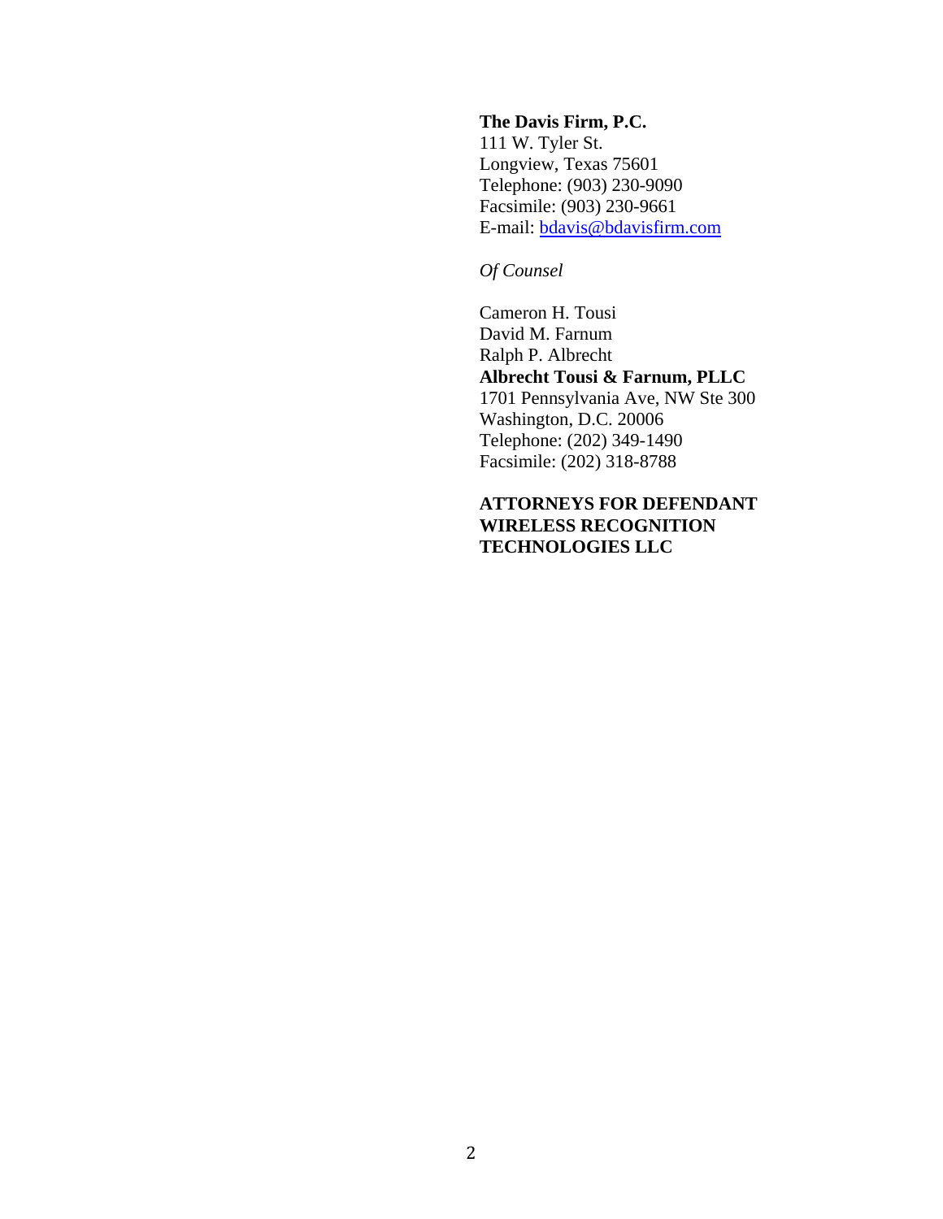**The Davis Firm, P.C.**
111 W. Tyler St.
Longview, Texas 75601
Telephone: (903) 230-9090
Facsimile: (903) 230-9661
E-mail: [bdavis@bdavisfirm.com](mailto:bdavis@bdavisfirm.com)

*Of Counsel*

Cameron H. Tousi
David M. Farnum
Ralph P. Albrecht
**Albrecht Tousi & Farnum, PLLC**
1701 Pennsylvania Ave, NW Ste 300
Washington, D.C. 20006
Telephone: (202) 349-1490
Facsimile: (202) 318-8788

**ATTORNEYS FOR DEFENDANT WIRELESS RECOGNITION TECHNOLOGIES LLC**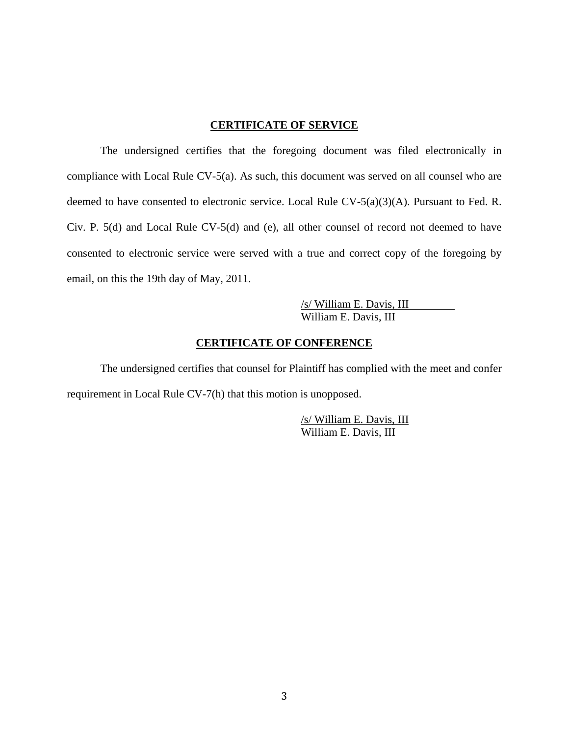## CERTIFICATE OF SERVICE

The undersigned certifies that the foregoing document was filed electronically in compliance with Local Rule CV-5(a). As such, this document was served on all counsel who are deemed to have consented to electronic service. Local Rule CV-5(a)(3)(A). Pursuant to Fed. R. Civ. P. 5(d) and Local Rule CV-5(d) and (e), all other counsel of record not deemed to have consented to electronic service were served with a true and correct copy of the foregoing by email, on this the 19th day of May, 2011.

/s/ William E. Davis, III
William E. Davis, III

## CERTIFICATE OF CONFERENCE

The undersigned certifies that counsel for Plaintiff has complied with the meet and confer requirement in Local Rule CV-7(h) that this motion is unopposed.

/s/ William E. Davis, III
William E. Davis, III